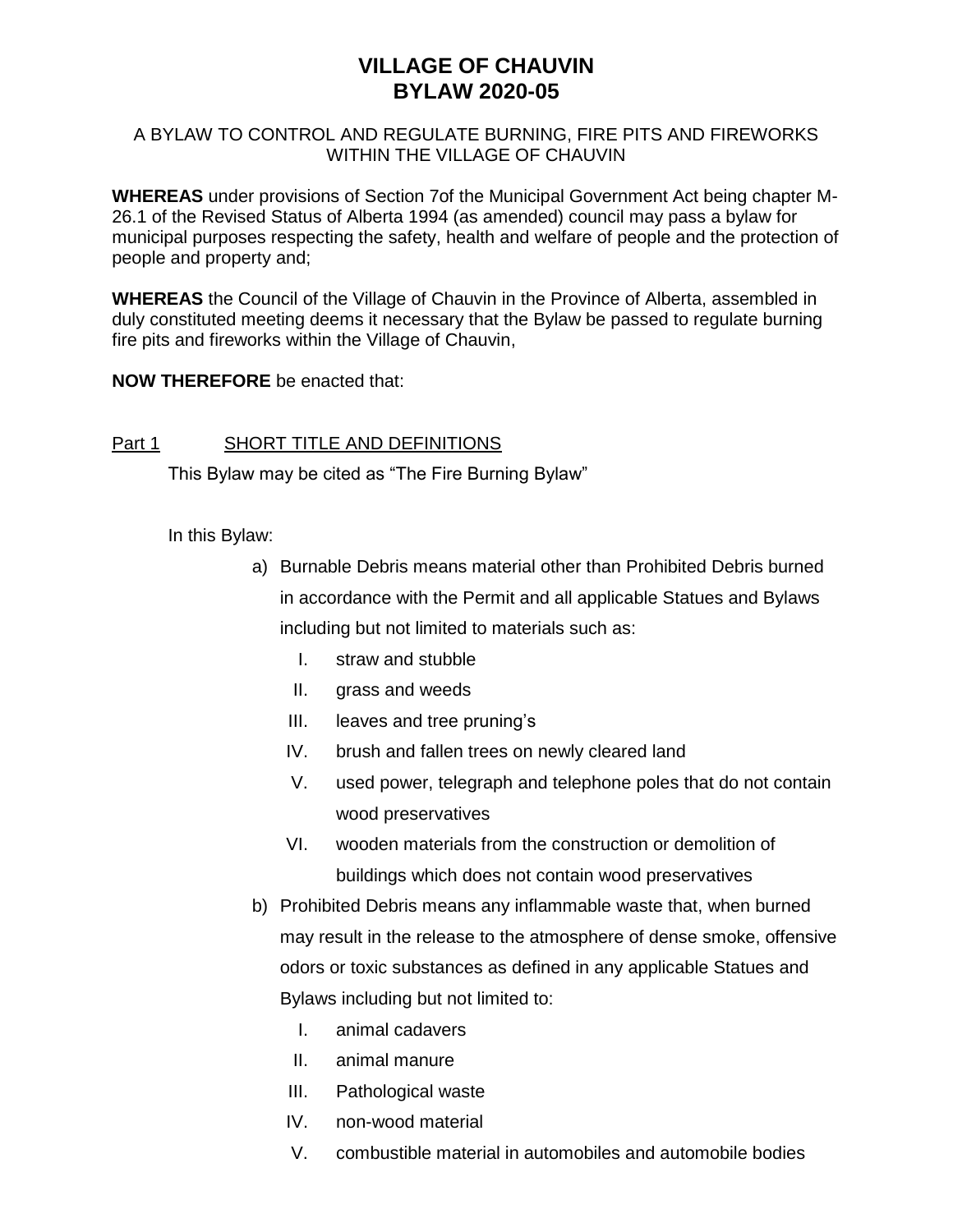# VILLAGE OF CHAUVIN
# BYLAW 2020-05

A BYLAW TO CONTROL AND REGULATE BURNING, FIRE PITS AND FIREWORKS WITHIN THE VILLAGE OF CHAUVIN

**WHEREAS** under provisions of Section 7of the Municipal Government Act being chapter M-26.1 of the Revised Status of Alberta 1994 (as amended) council may pass a bylaw for municipal purposes respecting the safety, health and welfare of people and the protection of people and property and;

**WHEREAS** the Council of the Village of Chauvin in the Province of Alberta, assembled in duly constituted meeting deems it necessary that the Bylaw be passed to regulate burning fire pits and fireworks within the Village of Chauvin,

**NOW THEREFORE** be enacted that:

## Part 1 SHORT TITLE AND DEFINITIONS

This Bylaw may be cited as "The Fire Burning Bylaw"

In this Bylaw:

a) Burnable Debris means material other than Prohibited Debris burned in accordance with the Permit and all applicable Statues and Bylaws including but not limited to materials such as:
   I. straw and stubble
   II. grass and weeds
   III. leaves and tree pruning's
   IV. brush and fallen trees on newly cleared land
   V. used power, telegraph and telephone poles that do not contain wood preservatives
   VI. wooden materials from the construction or demolition of buildings which does not contain wood preservatives

b) Prohibited Debris means any inflammable waste that, when burned may result in the release to the atmosphere of dense smoke, offensive odors or toxic substances as defined in any applicable Statues and Bylaws including but not limited to:
   I. animal cadavers
   II. animal manure
   III. Pathological waste
   IV. non-wood material
   V. combustible material in automobiles and automobile bodies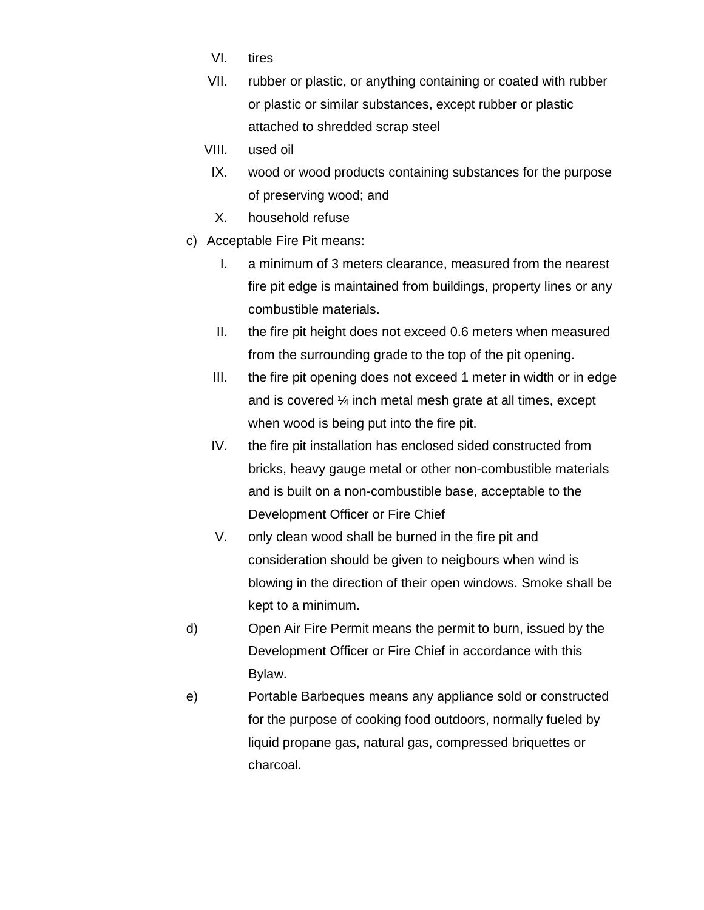VI. tires

VII. rubber or plastic, or anything containing or coated with rubber or plastic or similar substances, except rubber or plastic attached to shredded scrap steel

VIII. used oil

IX. wood or wood products containing substances for the purpose of preserving wood; and

X. household refuse

c) Acceptable Fire Pit means:

I. a minimum of 3 meters clearance, measured from the nearest fire pit edge is maintained from buildings, property lines or any combustible materials.

II. the fire pit height does not exceed 0.6 meters when measured from the surrounding grade to the top of the pit opening.

III. the fire pit opening does not exceed 1 meter in width or in edge and is covered ¼ inch metal mesh grate at all times, except when wood is being put into the fire pit.

IV. the fire pit installation has enclosed sided constructed from bricks, heavy gauge metal or other non-combustible materials and is built on a non-combustible base, acceptable to the Development Officer or Fire Chief

V. only clean wood shall be burned in the fire pit and consideration should be given to neigbours when wind is blowing in the direction of their open windows. Smoke shall be kept to a minimum.

d) Open Air Fire Permit means the permit to burn, issued by the Development Officer or Fire Chief in accordance with this Bylaw.

e) Portable Barbeques means any appliance sold or constructed for the purpose of cooking food outdoors, normally fueled by liquid propane gas, natural gas, compressed briquettes or charcoal.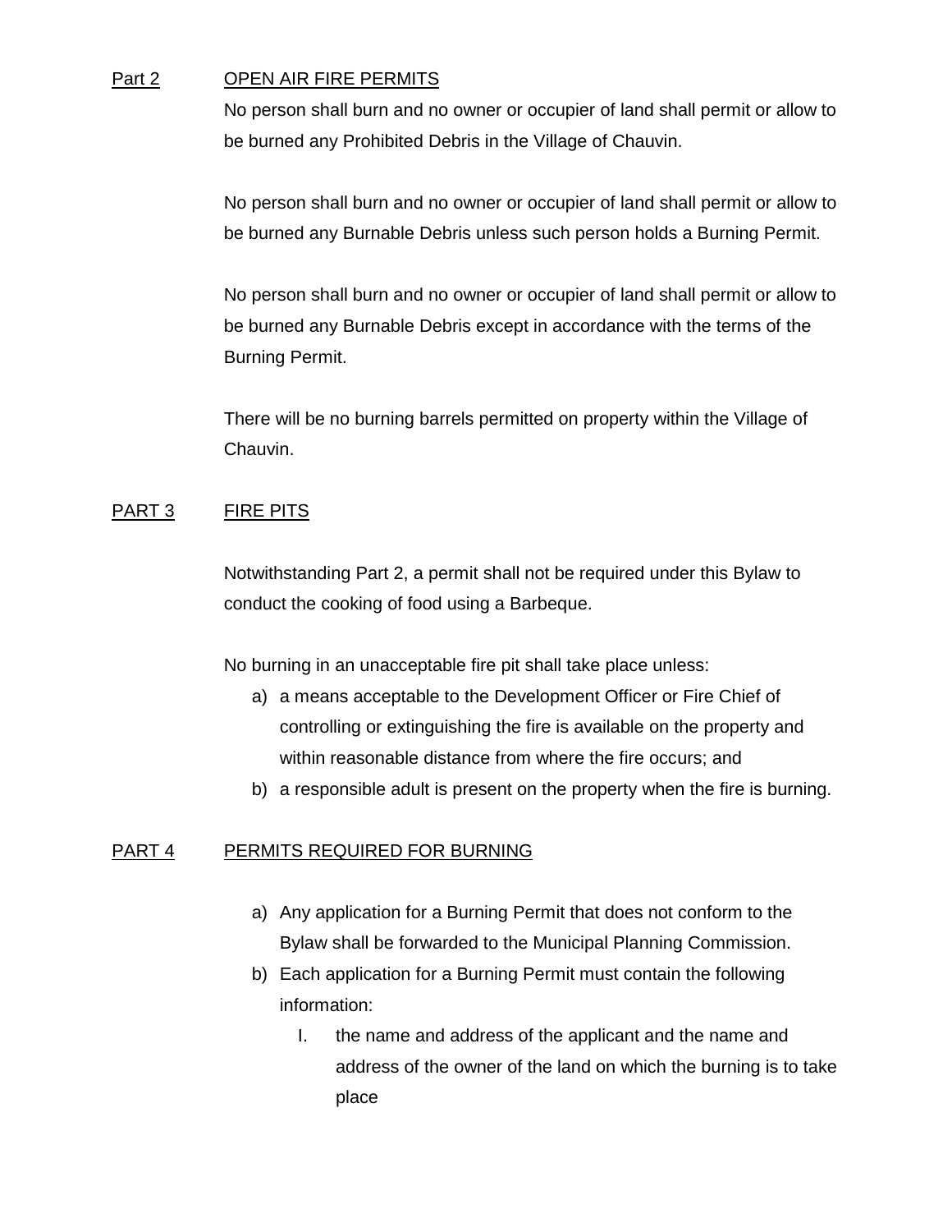## Part 2 OPEN AIR FIRE PERMITS

No person shall burn and no owner or occupier of land shall permit or allow to be burned any Prohibited Debris in the Village of Chauvin.

No person shall burn and no owner or occupier of land shall permit or allow to be burned any Burnable Debris unless such person holds a Burning Permit.

No person shall burn and no owner or occupier of land shall permit or allow to be burned any Burnable Debris except in accordance with the terms of the Burning Permit.

There will be no burning barrels permitted on property within the Village of Chauvin.

## PART 3 FIRE PITS

Notwithstanding Part 2, a permit shall not be required under this Bylaw to conduct the cooking of food using a Barbeque.

No burning in an unacceptable fire pit shall take place unless:

a) a means acceptable to the Development Officer or Fire Chief of controlling or extinguishing the fire is available on the property and within reasonable distance from where the fire occurs; and
b) a responsible adult is present on the property when the fire is burning.

## PART 4 PERMITS REQUIRED FOR BURNING

a) Any application for a Burning Permit that does not conform to the Bylaw shall be forwarded to the Municipal Planning Commission.
b) Each application for a Burning Permit must contain the following information:
    I. the name and address of the applicant and the name and address of the owner of the land on which the burning is to take place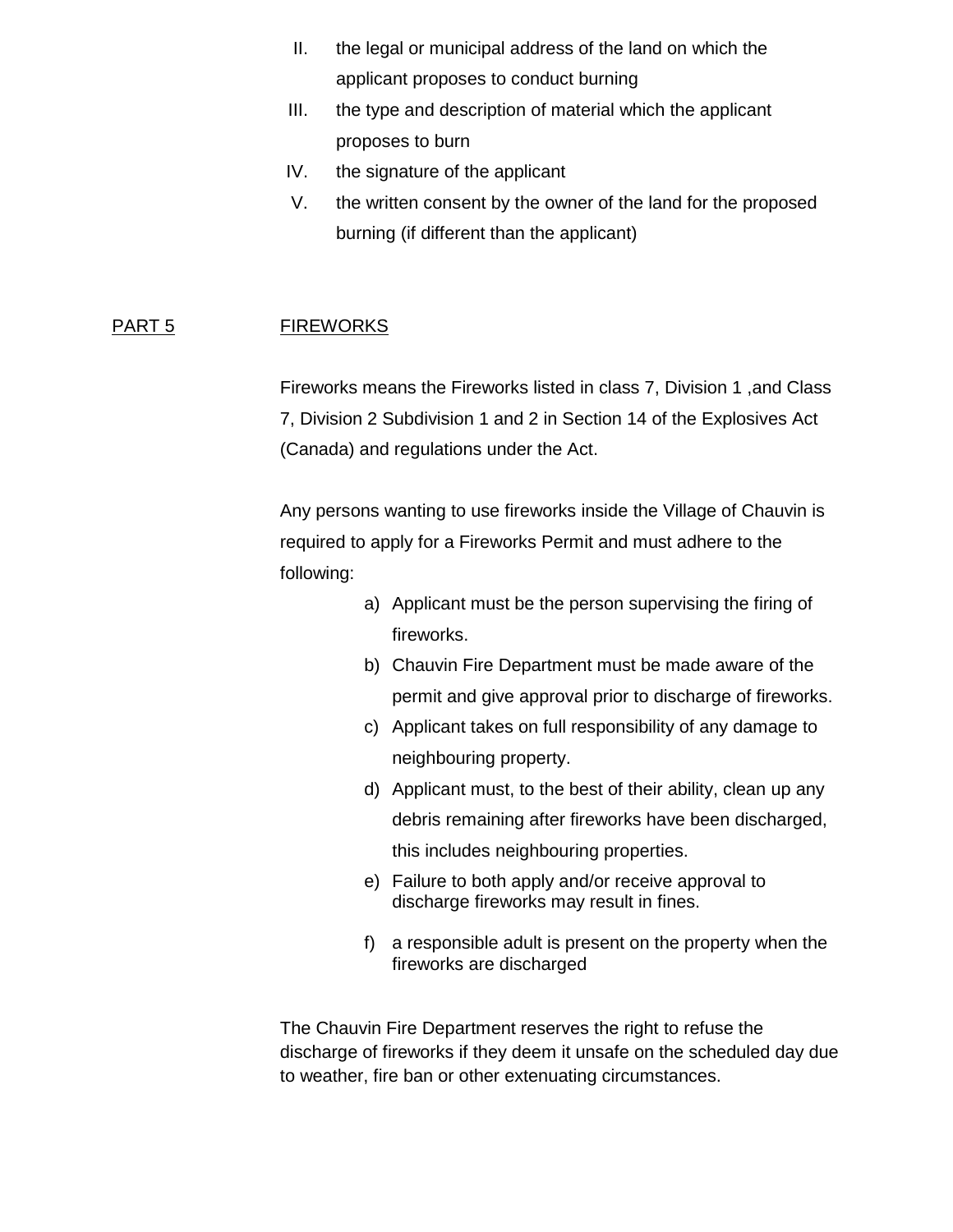II. the legal or municipal address of the land on which the applicant proposes to conduct burning

III. the type and description of material which the applicant proposes to burn

IV. the signature of the applicant

V. the written consent by the owner of the land for the proposed burning (if different than the applicant)

## PART 5 FIREWORKS

Fireworks means the Fireworks listed in class 7, Division 1 ,and Class 7, Division 2 Subdivision 1 and 2 in Section 14 of the Explosives Act (Canada) and regulations under the Act.

Any persons wanting to use fireworks inside the Village of Chauvin is required to apply for a Fireworks Permit and must adhere to the following:

a) Applicant must be the person supervising the firing of fireworks.
b) Chauvin Fire Department must be made aware of the permit and give approval prior to discharge of fireworks.
c) Applicant takes on full responsibility of any damage to neighbouring property.
d) Applicant must, to the best of their ability, clean up any debris remaining after fireworks have been discharged, this includes neighbouring properties.
e) Failure to both apply and/or receive approval to discharge fireworks may result in fines.
f) a responsible adult is present on the property when the fireworks are discharged

The Chauvin Fire Department reserves the right to refuse the discharge of fireworks if they deem it unsafe on the scheduled day due to weather, fire ban or other extenuating circumstances.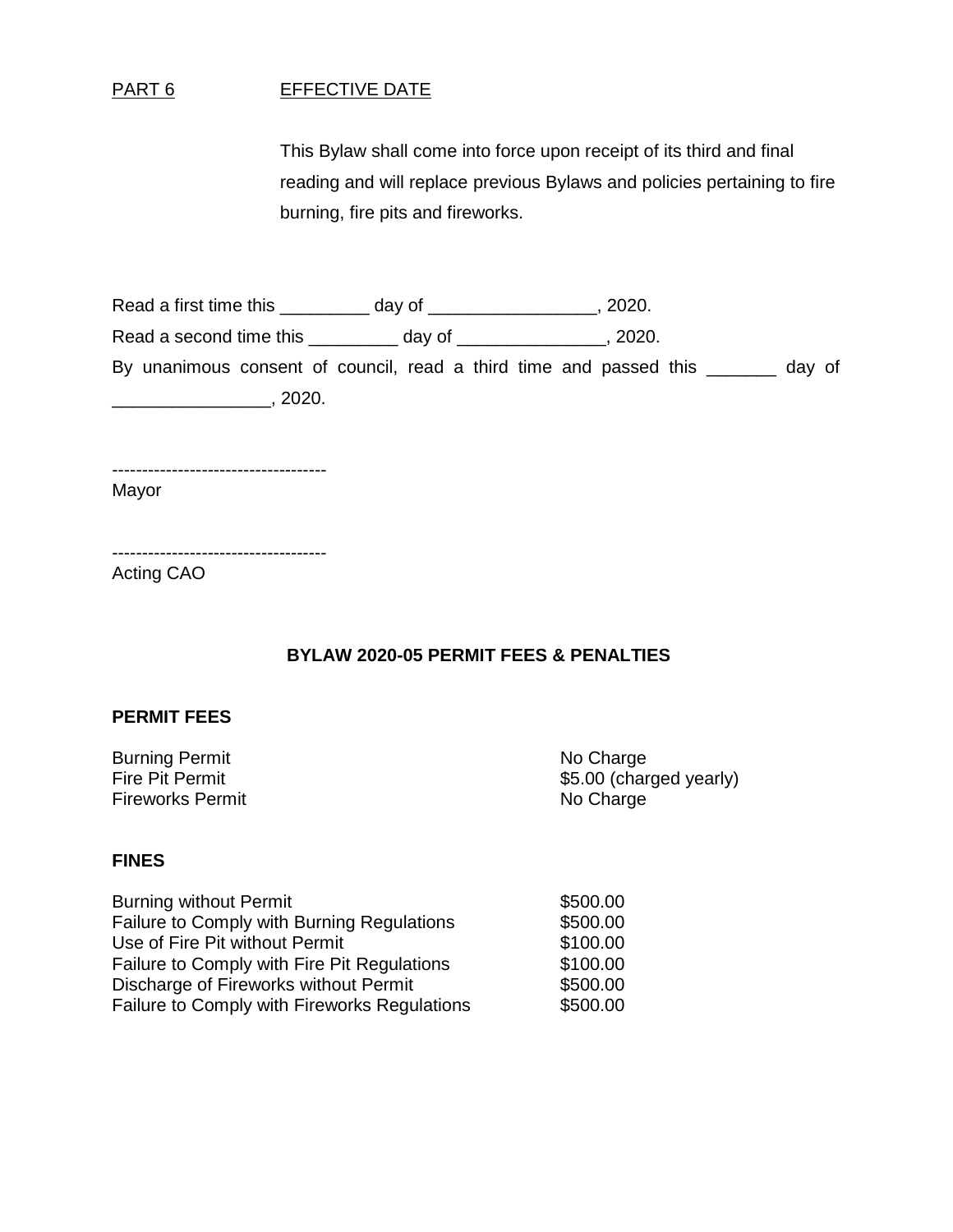PART 6 EFFECTIVE DATE

This Bylaw shall come into force upon receipt of its third and final reading and will replace previous Bylaws and policies pertaining to fire burning, fire pits and fireworks.

Read a first time this _________ day of _________________, 2020.

Read a second time this _________ day of _______________, 2020.

By unanimous consent of council, read a third time and passed this _______ day of ________________, 2020.

------------------------------------
Mayor

------------------------------------
Acting CAO

**BYLAW 2020-05 PERMIT FEES & PENALTIES**

**PERMIT FEES**

| | |
|---|---|
| Burning Permit | No Charge |
| Fire Pit Permit | $5.00 (charged yearly) |
| Fireworks Permit | No Charge |

**FINES**

| | |
|---|---|
| Burning without Permit | $500.00 |
| Failure to Comply with Burning Regulations | $500.00 |
| Use of Fire Pit without Permit | $100.00 |
| Failure to Comply with Fire Pit Regulations | $100.00 |
| Discharge of Fireworks without Permit | $500.00 |
| Failure to Comply with Fireworks Regulations | $500.00 |